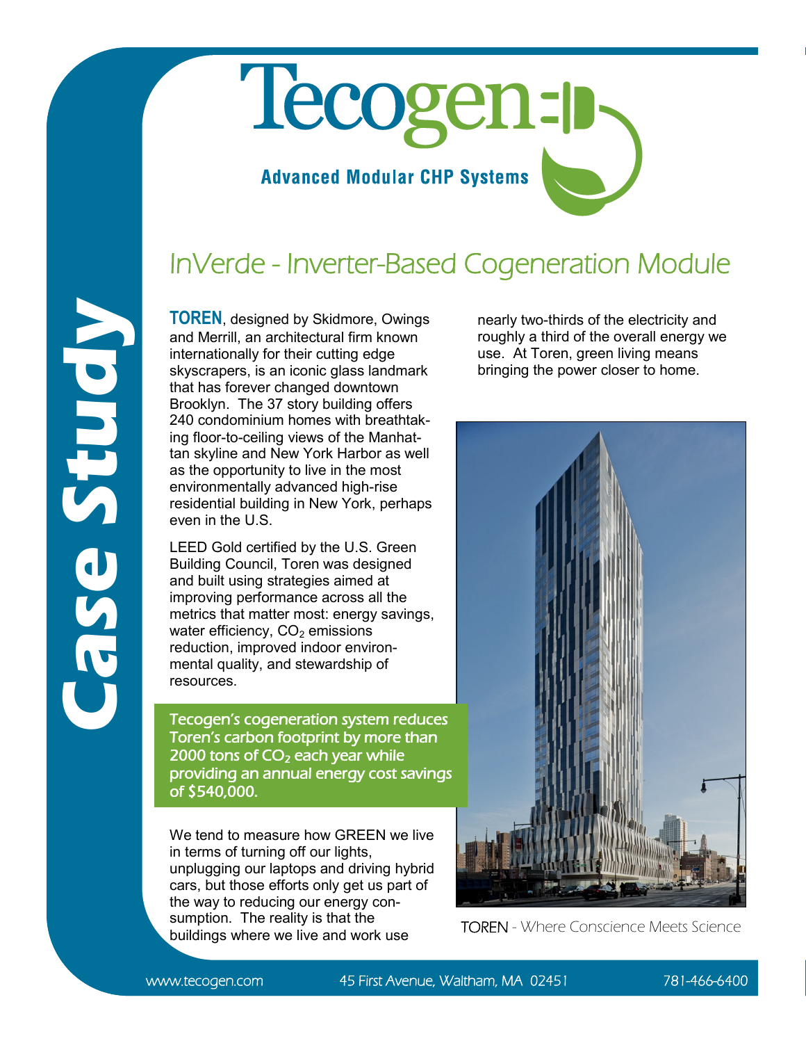# Tecogen

**Advanced Modular CHP Systems**

**Case Study**

## InVerde - Inverter-Based Cogeneration Module

**TOREN**, designed by Skidmore, Owings and Merrill, an architectural firm known internationally for their cutting edge skyscrapers, is an iconic glass landmark that has forever changed downtown Brooklyn. The 37 story building offers 240 condominium homes with breathtaking floor-to-ceiling views of the Manhattan skyline and New York Harbor as well as the opportunity to live in the most environmentally advanced high-rise residential building in New York, perhaps even in the U.S.

LEED Gold certified by the U.S. Green Building Council, Toren was designed and built using strategies aimed at improving performance across all the metrics that matter most: energy savings, water efficiency, $CO_2$ emissions reduction, improved indoor environmental quality, and stewardship of resources.

**Tecogen's cogeneration system reduces Toren's carbon footprint by more than 2000 tons of $CO_2$ each year while providing an annual energy cost savings of $540,000.**

We tend to measure how GREEN we live in terms of turning off our lights, unplugging our laptops and driving hybrid cars, but those efforts only get us part of the way to reducing our energy consumption. The reality is that the buildings where we live and work use nearly two-thirds of the electricity and roughly a third of the overall energy we use. At Toren, green living means bringing the power closer to home.

TOREN - Where Conscience Meets Science

www.tecogen.com | 45 First Avenue, Waltham, MA 02451 | 781-466-6400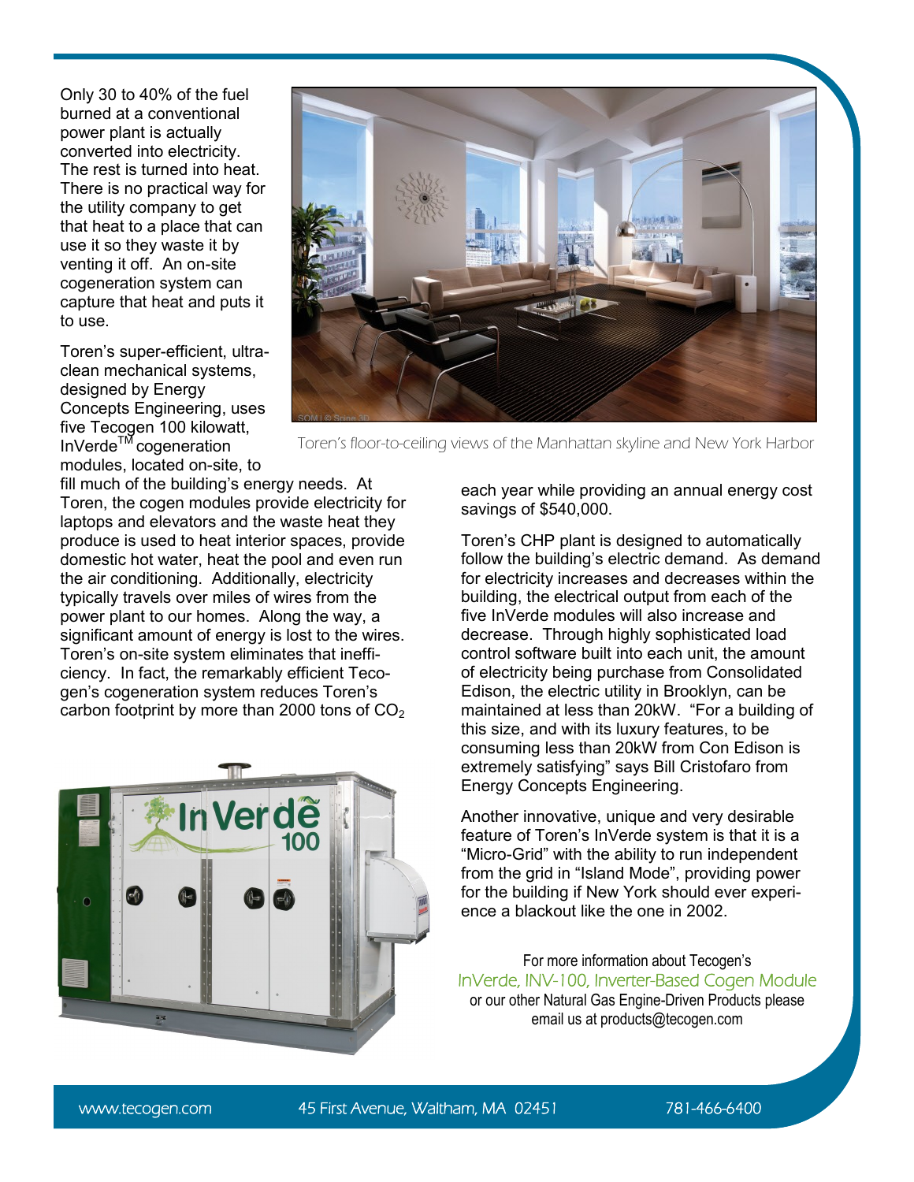Only 30 to 40% of the fuel burned at a conventional power plant is actually converted into electricity. The rest is turned into heat. There is no practical way for the utility company to get that heat to a place that can use it so they waste it by venting it off. An on-site cogeneration system can capture that heat and puts it to use.

Toren's floor-to-ceiling views of the Manhattan skyline and New York Harbor

Toren's super-efficient, ultra-clean mechanical systems, designed by Energy Concepts Engineering, uses five Tecogen 100 kilowatt, InVerde™ cogeneration modules, located on-site, to fill much of the building's energy needs. At Toren, the cogen modules provide electricity for laptops and elevators and the waste heat they produce is used to heat interior spaces, provide domestic hot water, heat the pool and even run the air conditioning. Additionally, electricity typically travels over miles of wires from the power plant to our homes. Along the way, a significant amount of energy is lost to the wires. Toren's on-site system eliminates that inefficiency. In fact, the remarkably efficient Tecogen's cogeneration system reduces Toren's carbon footprint by more than 2000 tons of $CO_2$ each year while providing an annual energy cost savings of $540,000.

Toren's CHP plant is designed to automatically follow the building's electric demand. As demand for electricity increases and decreases within the building, the electrical output from each of the five InVerde modules will also increase and decrease. Through highly sophisticated load control software built into each unit, the amount of electricity being purchase from Consolidated Edison, the electric utility in Brooklyn, can be maintained at less than 20kW. "For a building of this size, and with its luxury features, to be consuming less than 20kW from Con Edison is extremely satisfying" says Bill Cristofaro from Energy Concepts Engineering.

Another innovative, unique and very desirable feature of Toren's InVerde system is that it is a "Micro-Grid" with the ability to run independent from the grid in "Island Mode", providing power for the building if New York should ever experience a blackout like the one in 2002.

For more information about Tecogen's
InVerde, INV-100, Inverter-Based Cogen Module
or our other Natural Gas Engine-Driven Products please email us at products@tecogen.com

www.tecogen.com 45 First Avenue, Waltham, MA 02451 781-466-6400